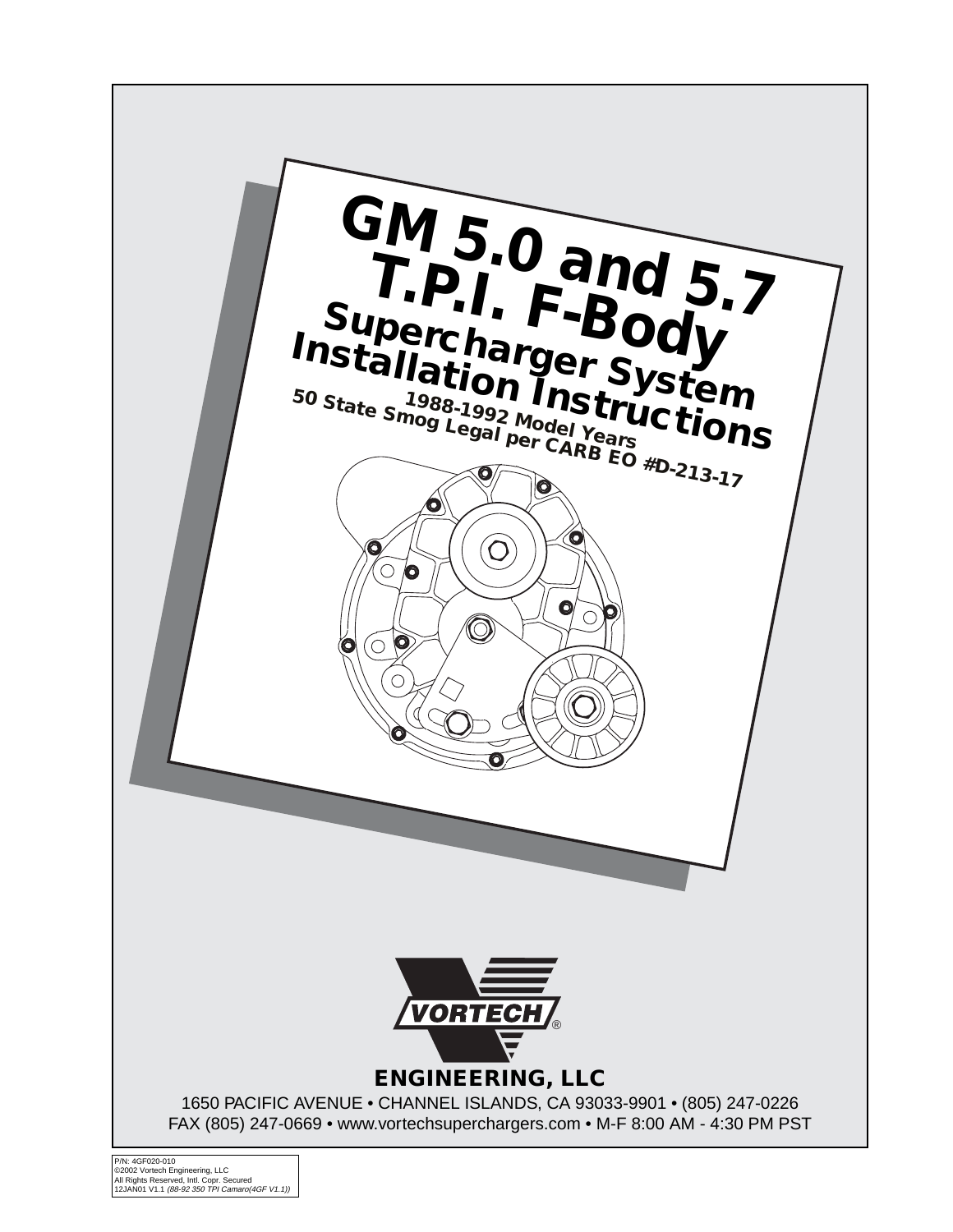# GM 5.0 and 5.7 T.P.I. F-Body

## Supercharger System Installation Instructions

**1988-1992 Model Years**

**50 State Smog Legal per CARB EO #D-213-17**

VORTECH®

**ENGINEERING, LLC**

1650 PACIFIC AVENUE • CHANNEL ISLANDS, CA 93033-9901 • (805) 247-0226
FAX (805) 247-0669 • www.vortechsuperchargers.com • M-F 8:00 AM - 4:30 PM PST

P/N: 4GF020-010
©2002 Vortech Engineering, LLC
All Rights Reserved, Intl. Copr. Secured
12JAN01 V1.1 *(88-92 350 TPI Camaro(4GF V1.1))*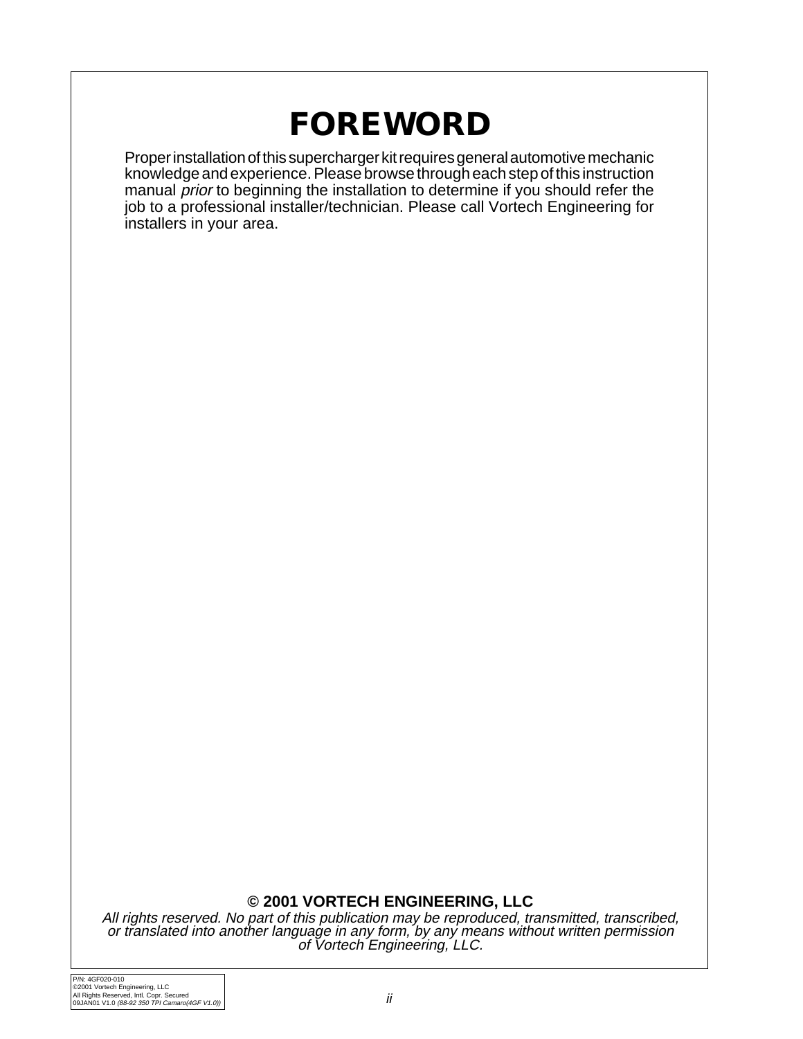# FOREWORD

Proper installation of this supercharger kit requires general automotive mechanic knowledge and experience. Please browse through each step of this instruction manual *prior* to beginning the installation to determine if you should refer the job to a professional installer/technician. Please call Vortech Engineering for installers in your area.

**© 2001 VORTECH ENGINEERING, LLC**

*All rights reserved. No part of this publication may be reproduced, transmitted, transcribed, or translated into another language in any form, by any means without written permission of Vortech Engineering, LLC.*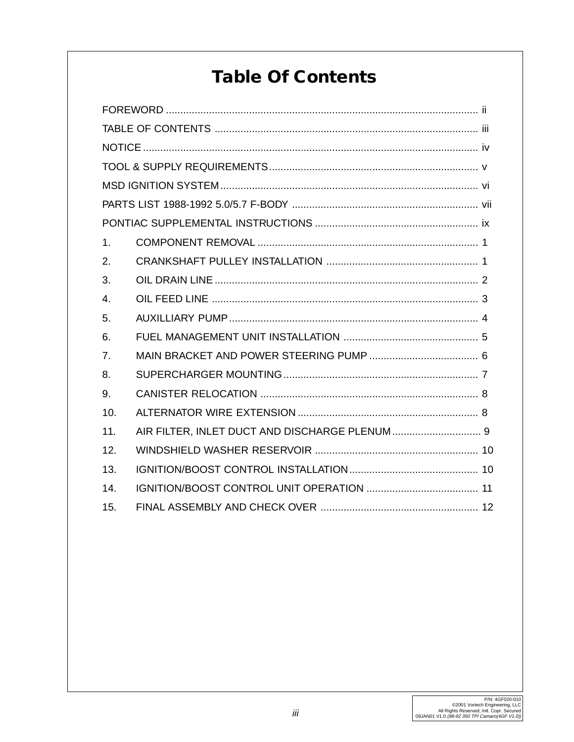# Table Of Contents

FOREWORD ............................................................................................................ ii

TABLE OF CONTENTS ........................................................................................... iii

NOTICE .................................................................................................................... iv

TOOL & SUPPLY REQUIREMENTS......................................................................... v

MSD IGNITION SYSTEM......................................................................................... vi

PARTS LIST 1988-1992 5.0/5.7 F-BODY ................................................................ vii

PONTIAC SUPPLEMENTAL INSTRUCTIONS ......................................................... ix

1. COMPONENT REMOVAL ............................................................................ 1
2. CRANKSHAFT PULLEY INSTALLATION ..................................................... 1
3. OIL DRAIN LINE ........................................................................................... 2
4. OIL FEED LINE ............................................................................................ 3
5. AUXILLIARY PUMP ...................................................................................... 4
6. FUEL MANAGEMENT UNIT INSTALLATION ............................................... 5
7. MAIN BRACKET AND POWER STEERING PUMP ...................................... 6
8. SUPERCHARGER MOUNTING ................................................................... 7
9. CANISTER RELOCATION ........................................................................... 8
10. ALTERNATOR WIRE EXTENSION ............................................................... 8
11. AIR FILTER, INLET DUCT AND DISCHARGE PLENUM ............................... 9
12. WINDSHIELD WASHER RESERVOIR ......................................................... 10
13. IGNITION/BOOST CONTROL INSTALLATION ............................................. 10
14. IGNITION/BOOST CONTROL UNIT OPERATION ....................................... 11
15. FINAL ASSEMBLY AND CHECK OVER ....................................................... 12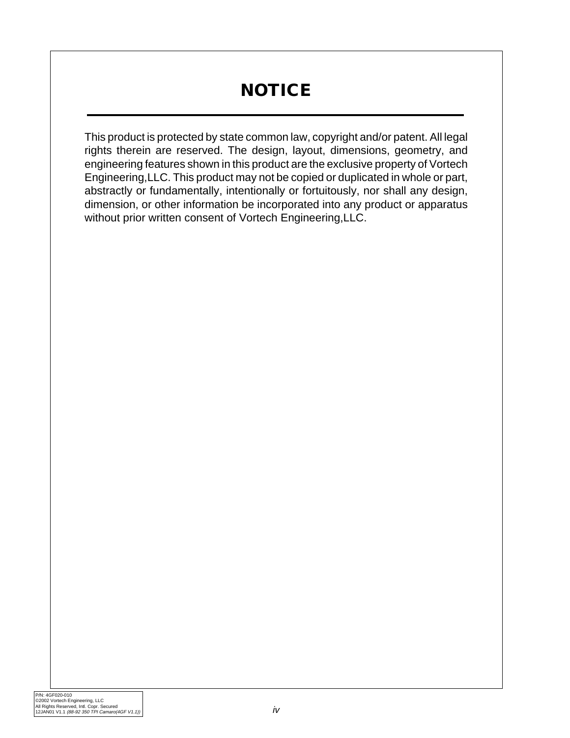# NOTICE

This product is protected by state common law, copyright and/or patent. All legal rights therein are reserved. The design, layout, dimensions, geometry, and engineering features shown in this product are the exclusive property of Vortech Engineering,LLC. This product may not be copied or duplicated in whole or part, abstractly or fundamentally, intentionally or fortuitously, nor shall any design, dimension, or other information be incorporated into any product or apparatus without prior written consent of Vortech Engineering,LLC.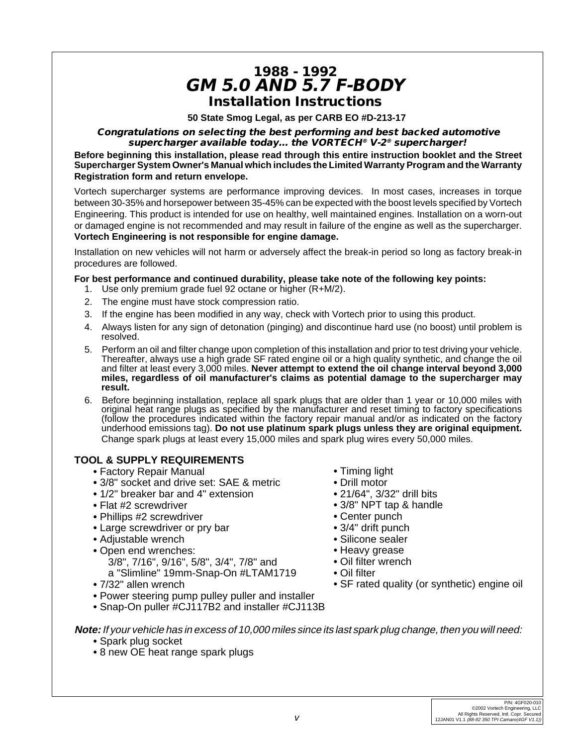# 1988 - 1992
# *GM 5.0 AND 5.7 F-BODY*
## Installation Instructions

**50 State Smog Legal, as per CARB EO #D-213-17**

***Congratulations on selecting the best performing and best backed automotive supercharger available today... the VORTECH® V-2® supercharger!***

**Before beginning this installation, please read through this entire instruction booklet and the Street Supercharger System Owner's Manual which includes the Limited Warranty Program and the Warranty Registration form and return envelope.**

Vortech supercharger systems are performance improving devices. In most cases, increases in torque between 30-35% and horsepower between 35-45% can be expected with the boost levels specified by Vortech Engineering. This product is intended for use on healthy, well maintained engines. Installation on a worn-out or damaged engine is not recommended and may result in failure of the engine as well as the supercharger. **Vortech Engineering is not responsible for engine damage.**

Installation on new vehicles will not harm or adversely affect the break-in period so long as factory break-in procedures are followed.

**For best performance and continued durability, please take note of the following key points:**

1. Use only premium grade fuel 92 octane or higher (R+M/2).
2. The engine must have stock compression ratio.
3. If the engine has been modified in any way, check with Vortech prior to using this product.
4. Always listen for any sign of detonation (pinging) and discontinue hard use (no boost) until problem is resolved.
5. Perform an oil and filter change upon completion of this installation and prior to test driving your vehicle. Thereafter, always use a high grade SF rated engine oil or a high quality synthetic, and change the oil and filter at least every 3,000 miles. **Never attempt to extend the oil change interval beyond 3,000 miles, regardless of oil manufacturer's claims as potential damage to the supercharger may result.**
6. Before beginning installation, replace all spark plugs that are older than 1 year or 10,000 miles with original heat range plugs as specified by the manufacturer and reset timing to factory specifications (follow the procedures indicated within the factory repair manual and/or as indicated on the factory underhood emissions tag). **Do not use platinum spark plugs unless they are original equipment.** Change spark plugs at least every 15,000 miles and spark plug wires every 50,000 miles.

### TOOL & SUPPLY REQUIREMENTS

- Factory Repair Manual
- 3/8" socket and drive set: SAE & metric
- 1/2" breaker bar and 4" extension
- Flat #2 screwdriver
- Phillips #2 screwdriver
- Large screwdriver or pry bar
- Adjustable wrench
- Open end wrenches: 3/8", 7/16", 9/16", 5/8", 3/4", 7/8" and a "Slimline" 19mm-Snap-On #LTAM1719
- 7/32" allen wrench
- Power steering pump pulley puller and installer
- Snap-On puller #CJ117B2 and installer #CJ113B
- Timing light
- Drill motor
- 21/64", 3/32" drill bits
- 3/8" NPT tap & handle
- Center punch
- 3/4" drift punch
- Silicone sealer
- Heavy grease
- Oil filter wrench
- Oil filter
- SF rated quality (or synthetic) engine oil

***Note:*** *If your vehicle has in excess of 10,000 miles since its last spark plug change, then you will need:*

- Spark plug socket
- 8 new OE heat range spark plugs

P/N: 4GF020-010
©2002 Vortech Engineering, LLC
All Rights Reserved, Intl. Copr. Secured
12JAN01 V1.1 *(88-92 350 TPI Camaro(4GF V1.1))*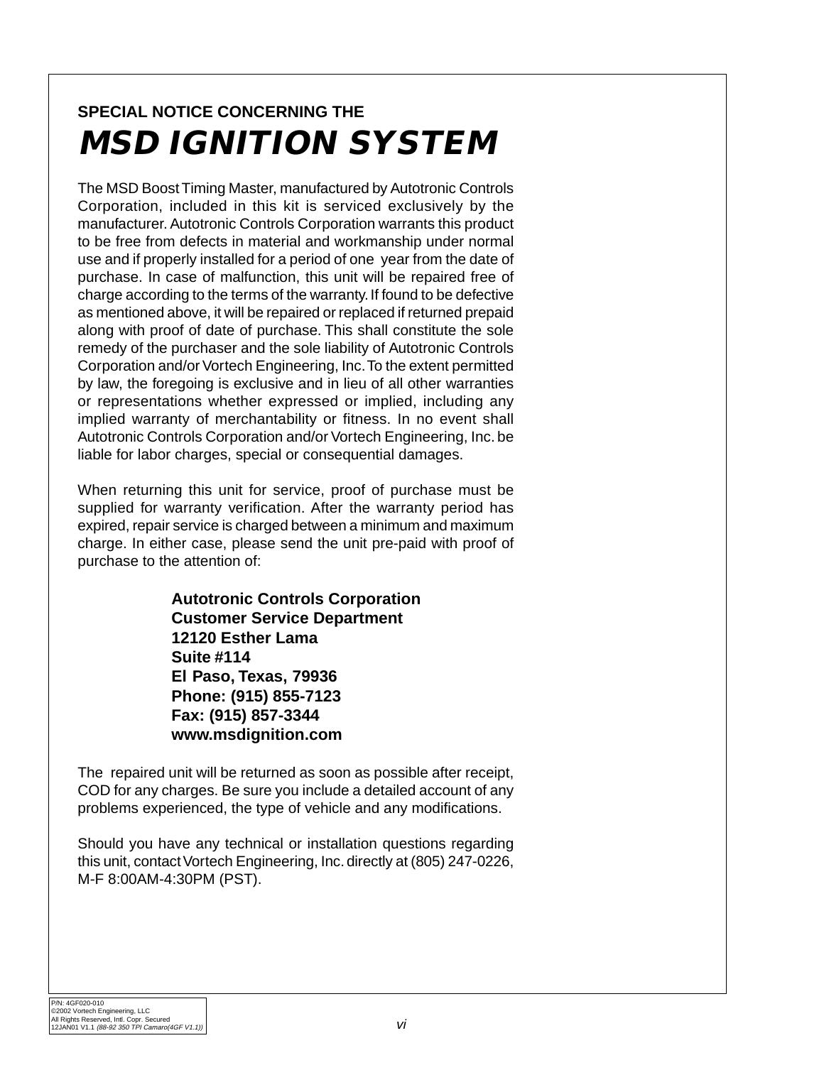**SPECIAL NOTICE CONCERNING THE**

# *MSD IGNITION SYSTEM*

The MSD Boost Timing Master, manufactured by Autotronic Controls Corporation, included in this kit is serviced exclusively by the manufacturer. Autotronic Controls Corporation warrants this product to be free from defects in material and workmanship under normal use and if properly installed for a period of one year from the date of purchase. In case of malfunction, this unit will be repaired free of charge according to the terms of the warranty. If found to be defective as mentioned above, it will be repaired or replaced if returned prepaid along with proof of date of purchase. This shall constitute the sole remedy of the purchaser and the sole liability of Autotronic Controls Corporation and/or Vortech Engineering, Inc. To the extent permitted by law, the foregoing is exclusive and in lieu of all other warranties or representations whether expressed or implied, including any implied warranty of merchantability or fitness. In no event shall Autotronic Controls Corporation and/or Vortech Engineering, Inc. be liable for labor charges, special or consequential damages.

When returning this unit for service, proof of purchase must be supplied for warranty verification. After the warranty period has expired, repair service is charged between a minimum and maximum charge. In either case, please send the unit pre-paid with proof of purchase to the attention of:

**Autotronic Controls Corporation**
**Customer Service Department**
**12120 Esther Lama**
**Suite #114**
**El Paso, Texas, 79936**
**Phone: (915) 855-7123**
**Fax: (915) 857-3344**
**www.msdignition.com**

The repaired unit will be returned as soon as possible after receipt, COD for any charges. Be sure you include a detailed account of any problems experienced, the type of vehicle and any modifications.

Should you have any technical or installation questions regarding this unit, contact Vortech Engineering, Inc. directly at (805) 247-0226, M-F 8:00AM-4:30PM (PST).

P/N: 4GF020-010
©2002 Vortech Engineering, LLC
All Rights Reserved, Intl. Copr. Secured
12JAN01 V1.1 *(88-92 350 TPI Camaro(4GF V1.1))*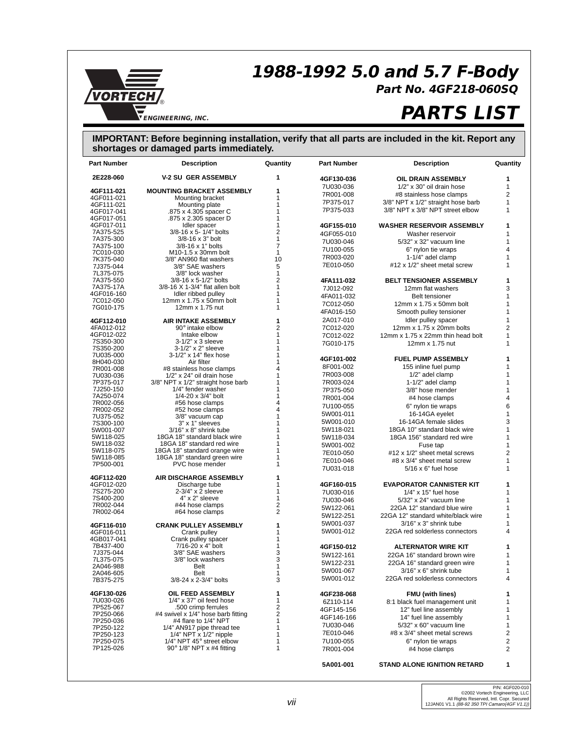# 1988-1992 5.0 and 5.7 F-Body

## Part No. 4GF218-060SQ

# PARTS LIST

**IMPORTANT: Before beginning installation, verify that all parts are included in the kit. Report any shortages or damaged parts immediately.**

| Part Number | Description | Quantity |
|---|---|---|
| **2E228-060** | **V-2 SU GER ASSEMBLY** | **1** |
| **4GF111-021** | **MOUNTING BRACKET ASSEMBLY** | **1** |
| 4GF011-021 | Mounting bracket | 1 |
| 4GF111-021 | Mounting plate | 1 |
| 4GF017-041 | .875 x 4.305 spacer C | 1 |
| 4GF017-051 | .875 x 2.305 spacer D | 1 |
| 4GF017-011 | Idler spacer | 1 |
| 7A375-525 | 3/8-16 x 5- 1/4" bolts | 2 |
| 7A375-300 | 3/8-16 x 3" bolt | 1 |
| 7A375-100 | 3/8-16 x 1" bolts | 7 |
| 7C010-030 | M10-1.5 x 30mm bolt | 1 |
| 7K375-040 | 3/8" AN960 flat washers | 10 |
| 7J375-044 | 3/8" SAE washers | 5 |
| 7L375-075 | 3/8" lock washer | 1 |
| 7A375-550 | 3/8-16 x 5-1/2" bolts | 2 |
| 7A375-17A | 3/8-16 X 1-3/4" flat allen bolt | 1 |
| 4GF016-160 | Idler ribbed pulley | 1 |
| 7C012-050 | 12mm x 1.75 x 50mm bolt | 1 |
| 7G010-175 | 12mm x 1.75 nut | 1 |
| **4GF112-010** | **AIR INTAKE ASSEMBLY** | **1** |
| 4FA012-012 | 90° intake elbow | 2 |
| 4GF012-022 | Intake elbow | 1 |
| 7S350-300 | 3-1/2" x 3 sleeve | 1 |
| 7S350-200 | 3-1/2" x 2" sleeve | 1 |
| 7U035-000 | 3-1/2" x 14" flex hose | 1 |
| 8H040-030 | Air filter | 1 |
| 7R001-008 | #8 stainless hose clamps | 4 |
| 7U030-036 | 1/2" x 24" oil drain hose | 1 |
| 7P375-017 | 3/8" NPT x 1/2" straight hose barb | 1 |
| 7J250-150 | 1/4" fender washer | 1 |
| 7A250-074 | 1/4-20 x 3/4" bolt | 1 |
| 7R002-056 | #56 hose clamps | 4 |
| 7R002-052 | #52 hose clamps | 4 |
| 7U375-052 | 3/8" vacuum cap | 1 |
| 7S300-100 | 3" x 1" sleeves | 1 |
| 5W001-007 | 3/16" x 8" shrink tube | 1 |
| 5W118-025 | 18GA 18" standard black wire | 1 |
| 5W118-032 | 18GA 18" standard red wire | 1 |
| 5W118-075 | 18GA 18" standard orange wire | 1 |
| 5W118-085 | 18GA 18" standard green wire | 1 |
| 7P500-001 | PVC hose mender | 1 |
| **4GF112-020** | **AIR DISCHARGE ASSEMBLY** | **1** |
| 4GF012-020 | Discharge tube | 1 |
| 7S275-200 | 2-3/4" x 2 sleeve | 1 |
| 7S400-200 | 4" x 2" sleeve | 1 |
| 7R002-044 | #44 hose clamps | 2 |
| 7R002-064 | #64 hose clamps | 2 |
| **4GF116-010** | **CRANK PULLEY ASSEMBLY** | **1** |
| 4GF016-011 | Crank pulley | 1 |
| 4GB017-041 | Crank pulley spacer | 1 |
| 7B437-400 | 7/16-20 x 4" bolt | 1 |
| 7J375-044 | 3/8" SAE washers | 3 |
| 7L375-075 | 3/8" lock washers | 3 |
| 2A046-988 | Belt | 1 |
| 2A046-605 | Belt | 1 |
| 7B375-275 | 3/8-24 x 2-3/4" bolts | 3 |
| **4GF130-026** | **OIL FEED ASSEMBLY** | **1** |
| 7U030-026 | 1/4" x 37" oil feed hose | 1 |
| 7P525-067 | .500 crimp ferrules | 2 |
| 7P250-066 | #4 swivel x 1/4" hose barb fitting | 2 |
| 7P250-036 | #4 flare to 1/4" NPT | 1 |
| 7P250-122 | 1/4" AN917 pipe thread tee | 1 |
| 7P250-123 | 1/4" NPT x 1/2" nipple | 1 |
| 7P250-075 | 1/4" NPT 45° street elbow | 1 |
| 7P125-026 | 90° 1/8" NPT x #4 fitting | 1 |
| **4GF130-036** | **OIL DRAIN ASSEMBLY** | **1** |
| 7U030-036 | 1/2" x 30" oil drain hose | 1 |
| 7R001-008 | #8 stainless hose clamps | 2 |
| 7P375-017 | 3/8" NPT x 1/2" straight hose barb | 1 |
| 7P375-033 | 3/8" NPT x 3/8" NPT street elbow | 1 |
| **4GF155-010** | **WASHER RESERVOIR ASSEMBLY** | **1** |
| 4GF055-010 | Washer reservoir | 1 |
| 7U030-046 | 5/32" x 32" vacuum line | 1 |
| 7U100-055 | 6" nylon tie wraps | 4 |
| 7R003-020 | 1-1/4" adel clamp | 1 |
| 7E010-050 | #12 x 1/2" sheet metal screw | 1 |
| **4FA111-032** | **BELT TENSIONER ASSEMBLY** | **1** |
| 7J012-092 | 12mm flat washers | 3 |
| 4FA011-032 | Belt tensioner | 1 |
| 7C012-050 | 12mm x 1.75 x 50mm bolt | 1 |
| 4FA016-150 | Smooth pulley tensioner | 1 |
| 2A017-010 | Idler pulley spacer | 1 |
| 7C012-020 | 12mm x 1.75 x 20mm bolts | 2 |
| 7C012-022 | 12mm x 1.75 x 22mm thin head bolt | 1 |
| 7G010-175 | 12mm x 1.75 nut | 1 |
| **4GF101-002** | **FUEL PUMP ASSEMBLY** | **1** |
| 8F001-002 | 155 inline fuel pump | 1 |
| 7R003-008 | 1/2" adel clamp | 1 |
| 7R003-024 | 1-1/2" adel clamp | 1 |
| 7P375-050 | 3/8" hose mender | 1 |
| 7R001-004 | #4 hose clamps | 4 |
| 7U100-055 | 6" nylon tie wraps | 6 |
| 5W001-011 | 16-14GA eyelet | 1 |
| 5W001-010 | 16-14GA female slides | 3 |
| 5W118-021 | 18GA 10" standard black wire | 1 |
| 5W118-034 | 18GA 156" standard red wire | 1 |
| 5W001-002 | Fuse tap | 1 |
| 7E010-050 | #12 x 1/2" sheet metal screws | 2 |
| 7E010-046 | #8 x 3/4" sheet metal screw | 1 |
| 7U031-018 | 5/16 x 6" fuel hose | 1 |
| **4GF160-015** | **EVAPORATOR CANNISTER KIT** | **1** |
| 7U030-016 | 1/4" x 15" fuel hose | 1 |
| 7U030-046 | 5/32" x 24" vacuum line | 1 |
| 5W122-061 | 22GA 12" standard blue wire | 1 |
| 5W122-251 | 22GA 12" standard white/black wire | 1 |
| 5W001-037 | 3/16" x 3" shrink tube | 1 |
| 5W001-012 | 22GA red solderless connectors | 4 |
| **4GF150-012** | **ALTERNATOR WIRE KIT** | **1** |
| 5W122-161 | 22GA 16" standard brown wire | 1 |
| 5W122-231 | 22GA 16" standard green wire | 1 |
| 5W001-067 | 3/16" x 6" shrink tube | 1 |
| 5W001-012 | 22GA red solderless connectors | 4 |
| **4GF238-068** | **FMU (with lines)** | **1** |
| 6Z110-114 | 8:1 black fuel management unit | 1 |
| 4GF145-156 | 12" fuel line assembly | 1 |
| 4GF146-166 | 14" fuel line assembly | 1 |
| 7U030-046 | 5/32" x 60" vacuum line | 1 |
| 7E010-046 | #8 x 3/4" sheet metal screws | 2 |
| 7U100-055 | 6" nylon tie wraps | 2 |
| 7R001-004 | #4 hose clamps | 2 |
| **5A001-001** | **STAND ALONE IGNITION RETARD** | **1** |

P/N: 4GF020-010
©2002 Vortech Engineering, LLC
All Rights Reserved, Intl. Copr. Secured
12JAN01 V1.1 *(88-92 350 TPI Camaro(4GF V1.1))*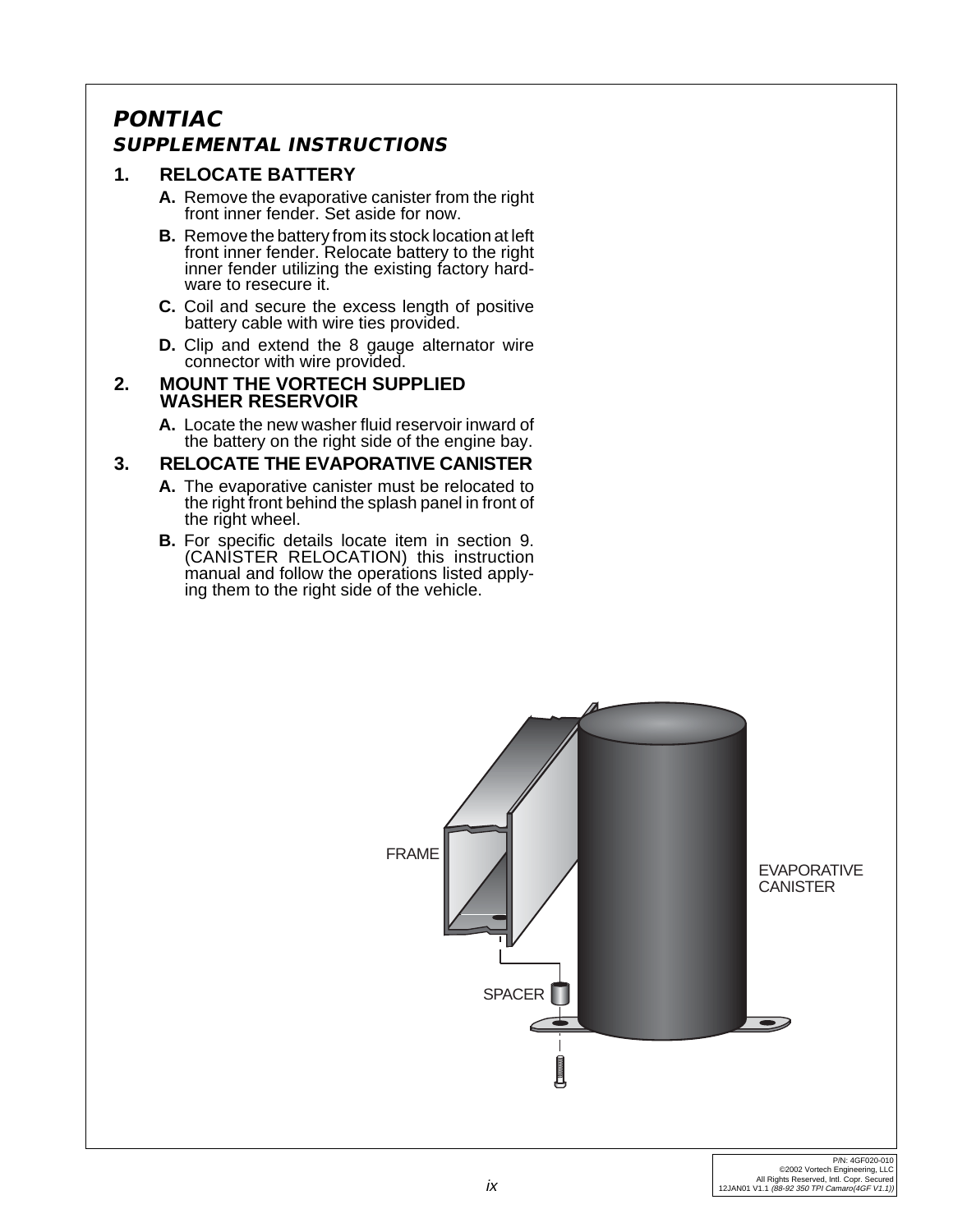# PONTIAC

## SUPPLEMENTAL INSTRUCTIONS

### 1. RELOCATE BATTERY

**A.** Remove the evaporative canister from the right front inner fender. Set aside for now.

**B.** Remove the battery from its stock location at left front inner fender. Relocate battery to the right inner fender utilizing the existing factory hardware to resecure it.

**C.** Coil and secure the excess length of positive battery cable with wire ties provided.

**D.** Clip and extend the 8 gauge alternator wire connector with wire provided.

### 2. MOUNT THE VORTECH SUPPLIED WASHER RESERVOIR

**A.** Locate the new washer fluid reservoir inward of the battery on the right side of the engine bay.

### 3. RELOCATE THE EVAPORATIVE CANISTER

**A.** The evaporative canister must be relocated to the right front behind the splash panel in front of the right wheel.

**B.** For specific details locate item in section 9. (CANISTER RELOCATION) this instruction manual and follow the operations listed applying them to the right side of the vehicle.

FRAME

EVAPORATIVE CANISTER

SPACER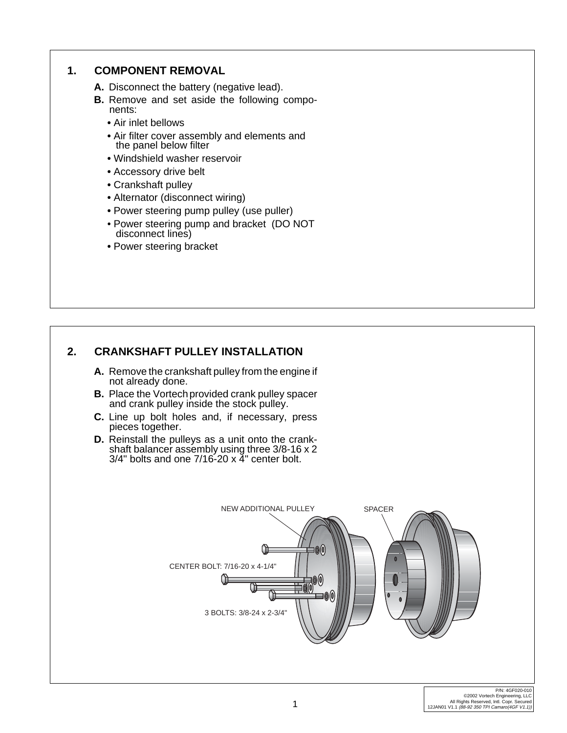## 1. COMPONENT REMOVAL

**A.** Disconnect the battery (negative lead).

**B.** Remove and set aside the following components:

- Air inlet bellows
- Air filter cover assembly and elements and the panel below filter
- Windshield washer reservoir
- Accessory drive belt
- Crankshaft pulley
- Alternator (disconnect wiring)
- Power steering pump pulley (use puller)
- Power steering pump and bracket (DO NOT disconnect lines)
- Power steering bracket

## 2. CRANKSHAFT PULLEY INSTALLATION

**A.** Remove the crankshaft pulley from the engine if not already done.

**B.** Place the Vortech provided crank pulley spacer and crank pulley inside the stock pulley.

**C.** Line up bolt holes and, if necessary, press pieces together.

**D.** Reinstall the pulleys as a unit onto the crankshaft balancer assembly using three 3/8-16 x 2 3/4" bolts and one 7/16-20 x 4" center bolt.

NEW ADDITIONAL PULLEY

SPACER

CENTER BOLT: 7/16-20 x 4-1/4"

3 BOLTS: 3/8-24 x 2-3/4"

P/N: 4GF020-010
©2002 Vortech Engineering, LLC
All Rights Reserved, Intl. Copr. Secured
12JAN01 V1.1 *(88-92 350 TPI Camaro(4GF V1.1))*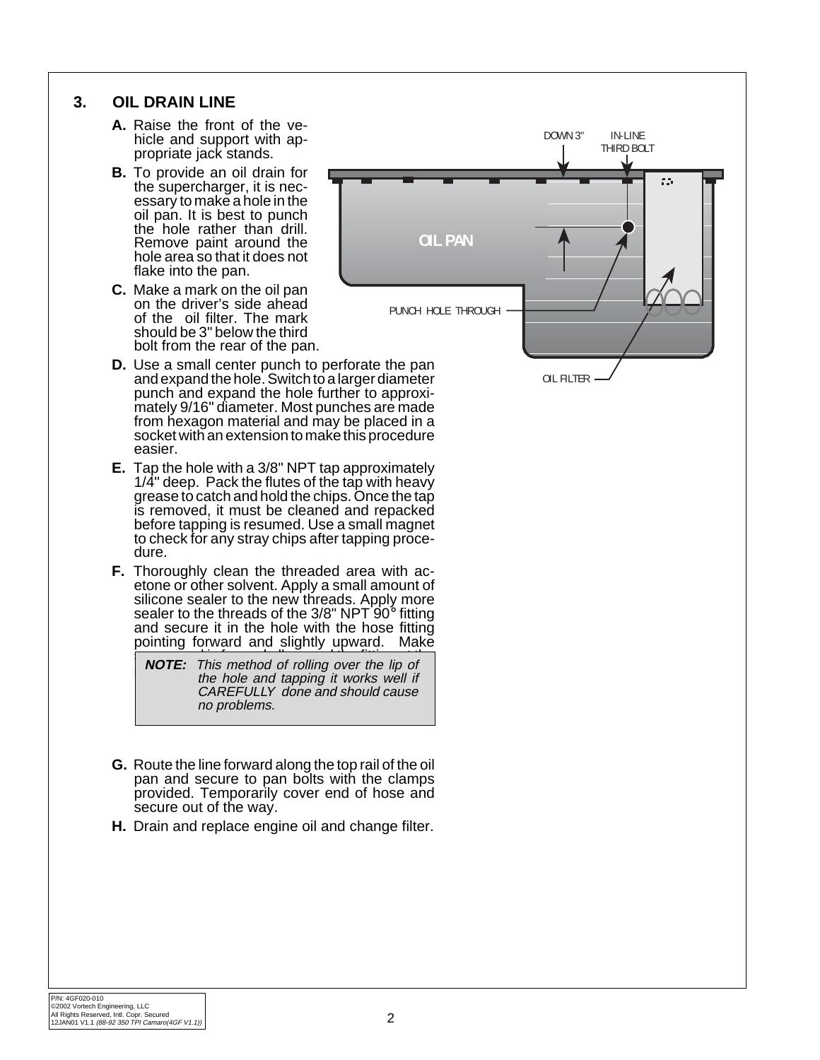## 3. OIL DRAIN LINE

**A.** Raise the front of the vehicle and support with appropriate jack stands.

**B.** To provide an oil drain for the supercharger, it is necessary to make a hole in the oil pan. It is best to punch the hole rather than drill. Remove paint around the hole area so that it does not flake into the pan.

**C.** Make a mark on the oil pan on the driver's side ahead of the oil filter. The mark should be 3" below the third bolt from the rear of the pan.

DOWN 3" IN-LINE THIRD BOLT

OIL PAN

PUNCH HOLE THROUGH

OIL FILTER

**D.** Use a small center punch to perforate the pan and expand the hole. Switch to a larger diameter punch and expand the hole further to approximately 9/16" diameter. Most punches are made from hexagon material and may be placed in a socket with an extension to make this procedure easier.

**E.** Tap the hole with a 3/8" NPT tap approximately 1/4" deep. Pack the flutes of the tap with heavy grease to catch and hold the chips. Once the tap is removed, it must be cleaned and repacked before tapping is resumed. Use a small magnet to check for any stray chips after tapping procedure.

**F.** Thoroughly clean the threaded area with acetone or other solvent. Apply a small amount of silicone sealer to the new threads. Apply more sealer to the threads of the 3/8" NPT 90° fitting and secure it in the hole with the hose fitting pointing forward and slightly upward. Make

> ***NOTE:*** *This method of rolling over the lip of the hole and tapping it works well if CAREFULLY done and should cause no problems.*

**G.** Route the line forward along the top rail of the oil pan and secure to pan bolts with the clamps provided. Temporarily cover end of hose and secure out of the way.

**H.** Drain and replace engine oil and change filter.

P/N: 4GF020-010
©2002 Vortech Engineering, LLC
All Rights Reserved, Intl. Copr. Secured
12JAN01 V1.1 *(88-92 350 TPI Camaro(4GF V1.1))*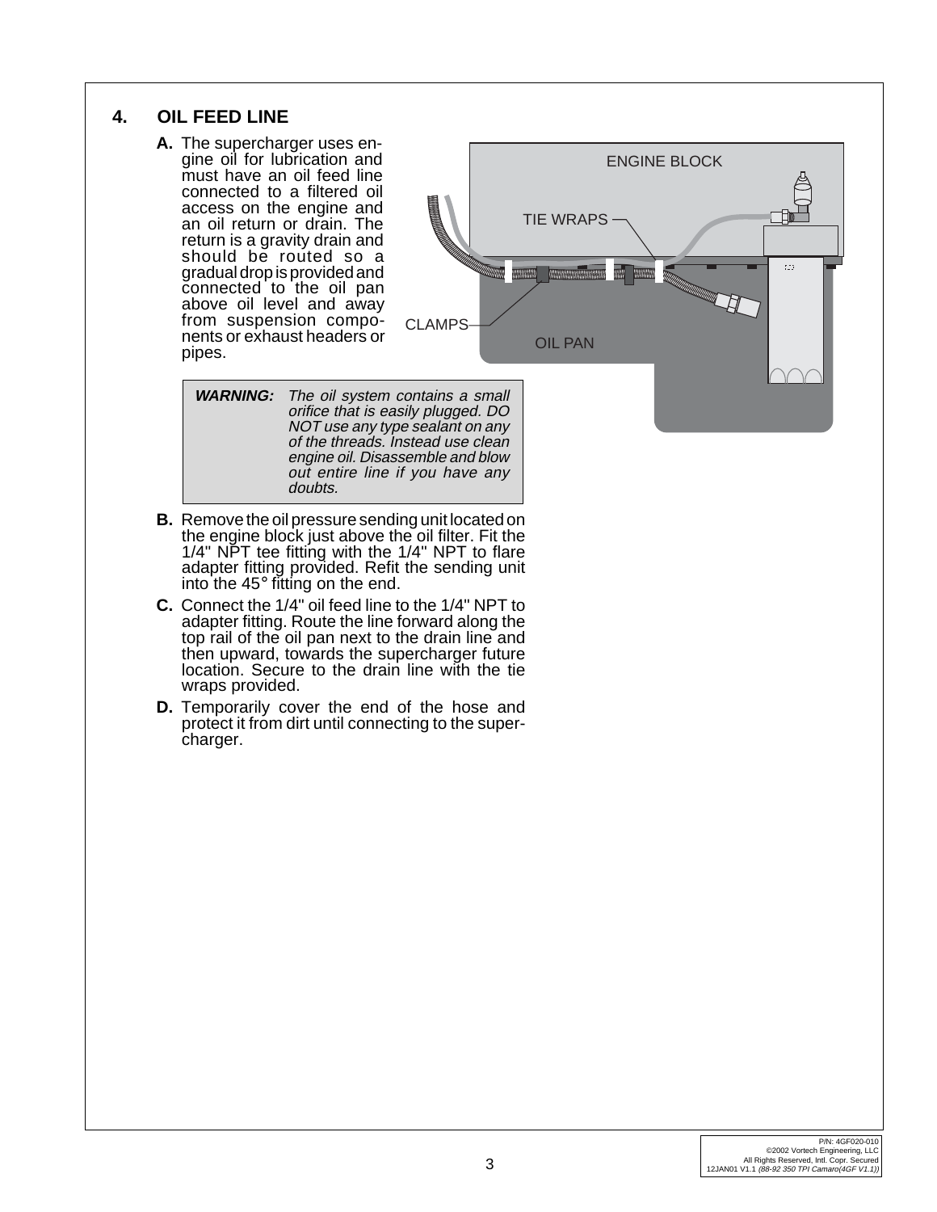## 4. OIL FEED LINE

**A.** The supercharger uses engine oil for lubrication and must have an oil feed line connected to a filtered oil access on the engine and an oil return or drain. The return is a gravity drain and should be routed so a gradual drop is provided and connected to the oil pan above oil level and away from suspension components or exhaust headers or pipes.

> ***WARNING:*** *The oil system contains a small orifice that is easily plugged. DO NOT use any type sealant on any of the threads. Instead use clean engine oil. Disassemble and blow out entire line if you have any doubts.*

**B.** Remove the oil pressure sending unit located on the engine block just above the oil filter. Fit the 1/4" NPT tee fitting with the 1/4" NPT to flare adapter fitting provided. Refit the sending unit into the 45° fitting on the end.

**C.** Connect the 1/4" oil feed line to the 1/4" NPT to adapter fitting. Route the line forward along the top rail of the oil pan next to the drain line and then upward, towards the supercharger future location. Secure to the drain line with the tie wraps provided.

**D.** Temporarily cover the end of the hose and protect it from dirt until connecting to the supercharger.

ENGINE BLOCK

TIE WRAPS

CLAMPS

OIL PAN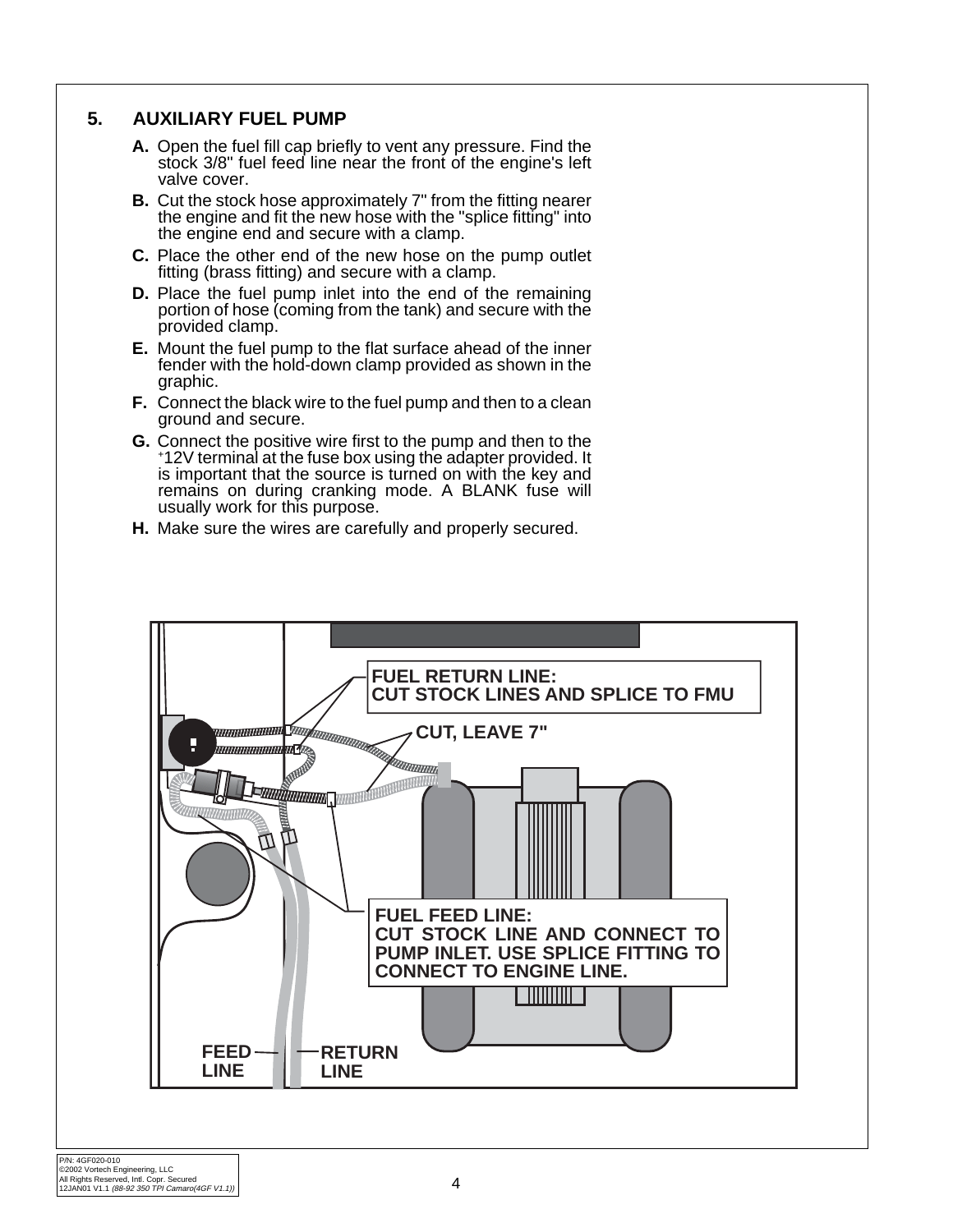## 5. AUXILIARY FUEL PUMP

- **A.** Open the fuel fill cap briefly to vent any pressure. Find the stock 3/8" fuel feed line near the front of the engine's left valve cover.
- **B.** Cut the stock hose approximately 7" from the fitting nearer the engine and fit the new hose with the "splice fitting" into the engine end and secure with a clamp.
- **C.** Place the other end of the new hose on the pump outlet fitting (brass fitting) and secure with a clamp.
- **D.** Place the fuel pump inlet into the end of the remaining portion of hose (coming from the tank) and secure with the provided clamp.
- **E.** Mount the fuel pump to the flat surface ahead of the inner fender with the hold-down clamp provided as shown in the graphic.
- **F.** Connect the black wire to the fuel pump and then to a clean ground and secure.
- **G.** Connect the positive wire first to the pump and then to the +12V terminal at the fuse box using the adapter provided. It is important that the source is turned on with the key and remains on during cranking mode. A BLANK fuse will usually work for this purpose.
- **H.** Make sure the wires are carefully and properly secured.

**FUEL RETURN LINE: CUT STOCK LINES AND SPLICE TO FMU**

**CUT, LEAVE 7"**

**FUEL FEED LINE: CUT STOCK LINE AND CONNECT TO PUMP INLET. USE SPLICE FITTING TO CONNECT TO ENGINE LINE.**

**FEED LINE**

**RETURN LINE**

P/N: 4GF020-010
©2002 Vortech Engineering, LLC
All Rights Reserved, Intl. Copr. Secured
12JAN01 V1.1 *(88-92 350 TPI Camaro(4GF V1.1))*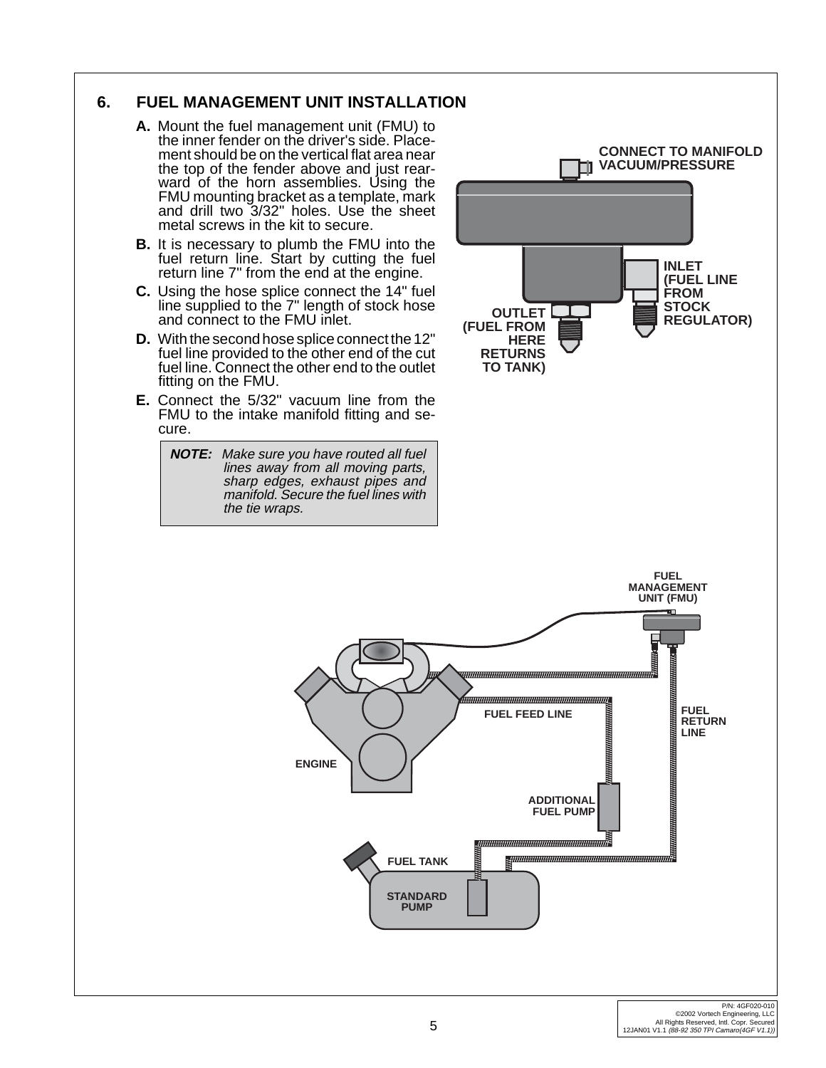## 6. FUEL MANAGEMENT UNIT INSTALLATION

**A.** Mount the fuel management unit (FMU) to the inner fender on the driver's side. Placement should be on the vertical flat area near the top of the fender above and just rearward of the horn assemblies. Using the FMU mounting bracket as a template, mark and drill two 3/32" holes. Use the sheet metal screws in the kit to secure.

**B.** It is necessary to plumb the FMU into the fuel return line. Start by cutting the fuel return line 7" from the end at the engine.

**C.** Using the hose splice connect the 14" fuel line supplied to the 7" length of stock hose and connect to the FMU inlet.

**D.** With the second hose splice connect the 12" fuel line provided to the other end of the cut fuel line. Connect the other end to the outlet fitting on the FMU.

**E.** Connect the 5/32" vacuum line from the FMU to the intake manifold fitting and secure.

> ***NOTE:*** *Make sure you have routed all fuel lines away from all moving parts, sharp edges, exhaust pipes and manifold. Secure the fuel lines with the tie wraps.*

CONNECT TO MANIFOLD VACUUM/PRESSURE

INLET (FUEL LINE FROM STOCK REGULATOR)

OUTLET (FUEL FROM HERE RETURNS TO TANK)

FUEL MANAGEMENT UNIT (FMU)

FUEL FEED LINE

FUEL RETURN LINE

ENGINE

ADDITIONAL FUEL PUMP

FUEL TANK

STANDARD PUMP

P/N: 4GF020-010
©2002 Vortech Engineering, LLC
All Rights Reserved, Intl. Copr. Secured
12JAN01 V1.1 *(88-92 350 TPI Camaro(4GF V1.1))*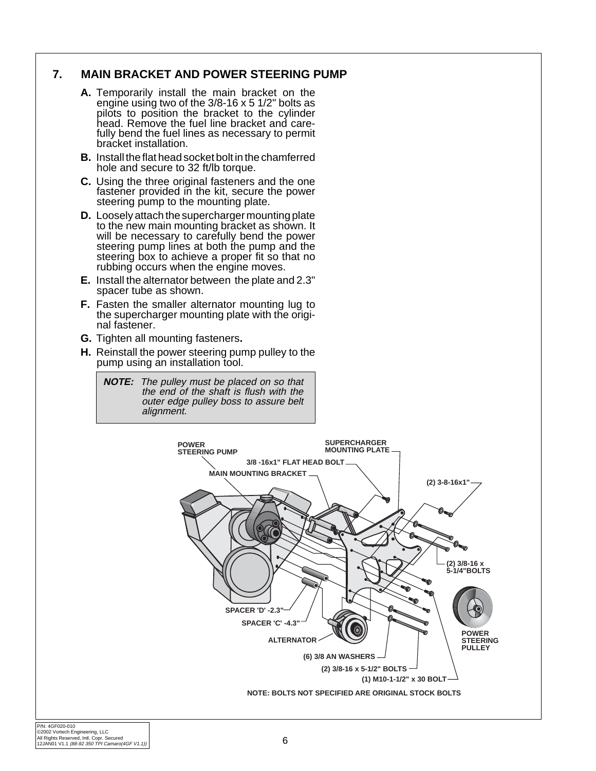## 7. MAIN BRACKET AND POWER STEERING PUMP

**A.** Temporarily install the main bracket on the engine using two of the 3/8-16 x 5 1/2" bolts as pilots to position the bracket to the cylinder head. Remove the fuel line bracket and carefully bend the fuel lines as necessary to permit bracket installation.

**B.** Install the flat head socket bolt in the chamferred hole and secure to 32 ft/lb torque.

**C.** Using the three original fasteners and the one fastener provided in the kit, secure the power steering pump to the mounting plate.

**D.** Loosely attach the supercharger mounting plate to the new main mounting bracket as shown. It will be necessary to carefully bend the power steering pump lines at both the pump and the steering box to achieve a proper fit so that no rubbing occurs when the engine moves.

**E.** Install the alternator between the plate and 2.3" spacer tube as shown.

**F.** Fasten the smaller alternator mounting lug to the supercharger mounting plate with the original fastener.

**G.** Tighten all mounting fasteners**.**

**H.** Reinstall the power steering pump pulley to the pump using an installation tool.

> ***NOTE:*** *The pulley must be placed on so that the end of the shaft is flush with the outer edge pulley boss to assure belt alignment.*

POWER STEERING PUMP

SUPERCHARGER MOUNTING PLATE

3/8 -16x1" FLAT HEAD BOLT

MAIN MOUNTING BRACKET

(2) 3-8-16x1"

(2) 3/8-16 x 5-1/4"BOLTS

SPACER 'D' -2.3"

SPACER 'C' -4.3"

ALTERNATOR

POWER STEERING PULLEY

(6) 3/8 AN WASHERS

(2) 3/8-16 x 5-1/2" BOLTS

(1) M10-1-1/2" x 30 BOLT

NOTE: BOLTS NOT SPECIFIED ARE ORIGINAL STOCK BOLTS

P/N: 4GF020-010
©2002 Vortech Engineering, LLC
All Rights Reserved, Intl. Copr. Secured
12JAN01 V1.1 *(88-92 350 TPI Camaro(4GF V1.1))*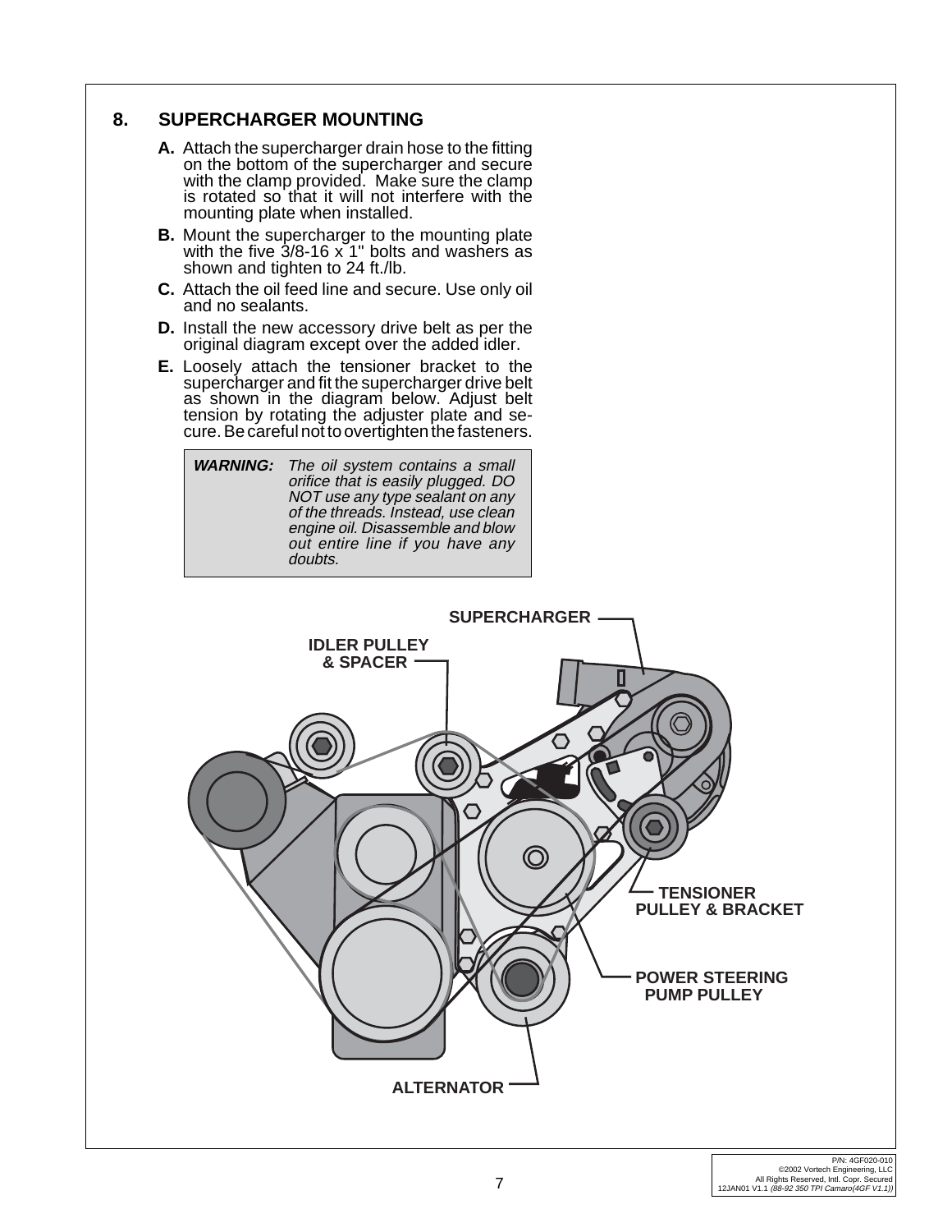## 8. SUPERCHARGER MOUNTING

**A.** Attach the supercharger drain hose to the fitting on the bottom of the supercharger and secure with the clamp provided. Make sure the clamp is rotated so that it will not interfere with the mounting plate when installed.

**B.** Mount the supercharger to the mounting plate with the five 3/8-16 x 1" bolts and washers as shown and tighten to 24 ft./lb.

**C.** Attach the oil feed line and secure. Use only oil and no sealants.

**D.** Install the new accessory drive belt as per the original diagram except over the added idler.

**E.** Loosely attach the tensioner bracket to the supercharger and fit the supercharger drive belt as shown in the diagram below. Adjust belt tension by rotating the adjuster plate and secure. Be careful not to overtighten the fasteners.

> ***WARNING:*** *The oil system contains a small orifice that is easily plugged. DO NOT use any type sealant on any of the threads. Instead, use clean engine oil. Disassemble and blow out entire line if you have any doubts.*

**SUPERCHARGER**

**IDLER PULLEY & SPACER**

**TENSIONER PULLEY & BRACKET**

**POWER STEERING PUMP PULLEY**

**ALTERNATOR**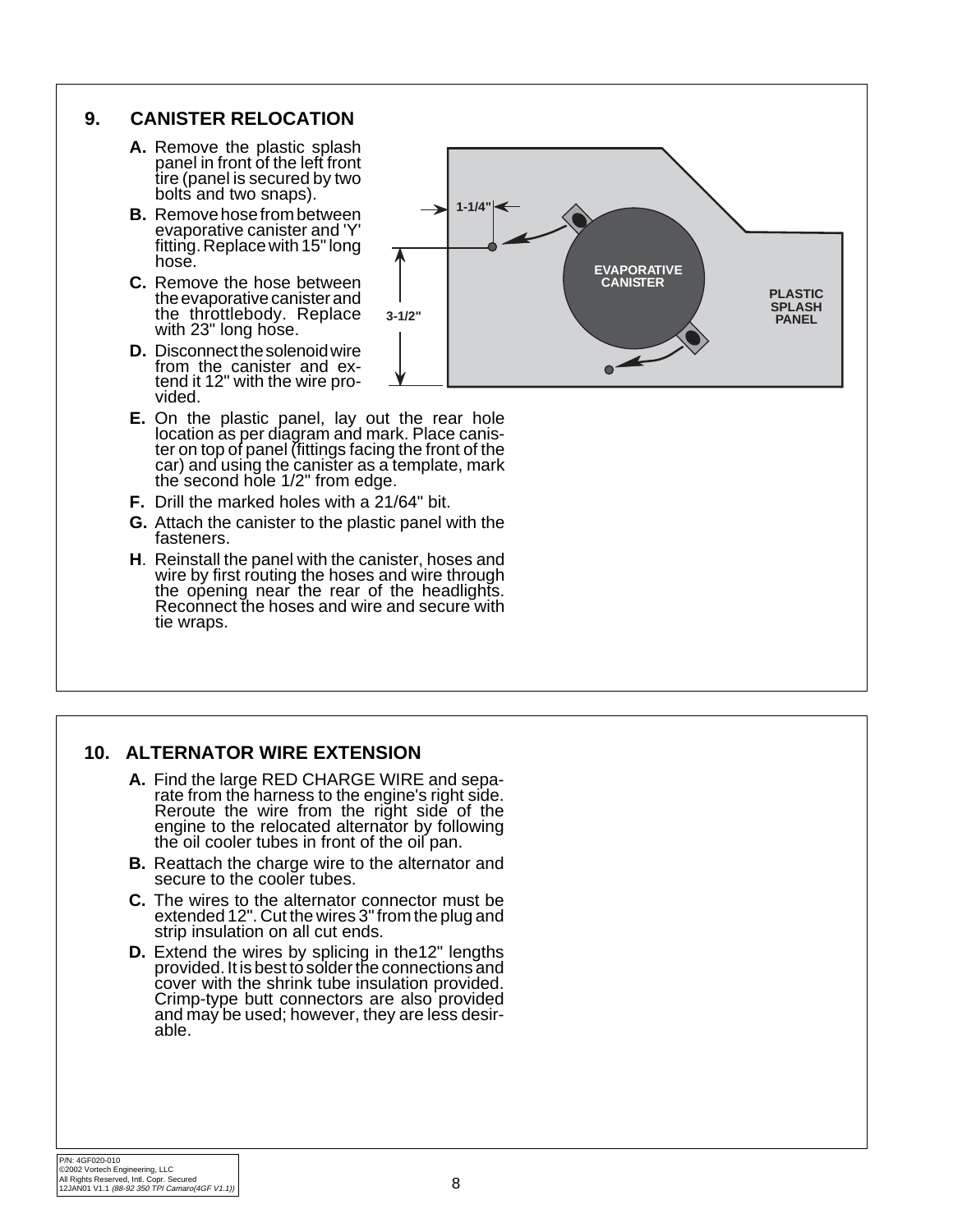## 9. CANISTER RELOCATION

**A.** Remove the plastic splash panel in front of the left front tire (panel is secured by two bolts and two snaps).

**B.** Remove hose from between evaporative canister and 'Y' fitting. Replace with 15" long hose.

**C.** Remove the hose between the evaporative canister and the throttlebody. Replace with 23" long hose.

**D.** Disconnect the solenoid wire from the canister and extend it 12" with the wire provided.

**E.** On the plastic panel, lay out the rear hole location as per diagram and mark. Place canister on top of panel (fittings facing the front of the car) and using the canister as a template, mark the second hole 1/2" from edge.

**F.** Drill the marked holes with a 21/64" bit.

**G.** Attach the canister to the plastic panel with the fasteners.

**H**. Reinstall the panel with the canister, hoses and wire by first routing the hoses and wire through the opening near the rear of the headlights. Reconnect the hoses and wire and secure with tie wraps.

1-1/4"

3-1/2"

EVAPORATIVE CANISTER

PLASTIC SPLASH PANEL

## 10. ALTERNATOR WIRE EXTENSION

**A.** Find the large RED CHARGE WIRE and separate from the harness to the engine's right side. Reroute the wire from the right side of the engine to the relocated alternator by following the oil cooler tubes in front of the oil pan.

**B.** Reattach the charge wire to the alternator and secure to the cooler tubes.

**C.** The wires to the alternator connector must be extended 12". Cut the wires 3" from the plug and strip insulation on all cut ends.

**D.** Extend the wires by splicing in the12" lengths provided. It is best to solder the connections and cover with the shrink tube insulation provided. Crimp-type butt connectors are also provided and may be used; however, they are less desirable.

P/N: 4GF020-010
©2002 Vortech Engineering, LLC
All Rights Reserved, Intl. Copr. Secured
12JAN01 V1.1 *(88-92 350 TPI Camaro(4GF V1.1))*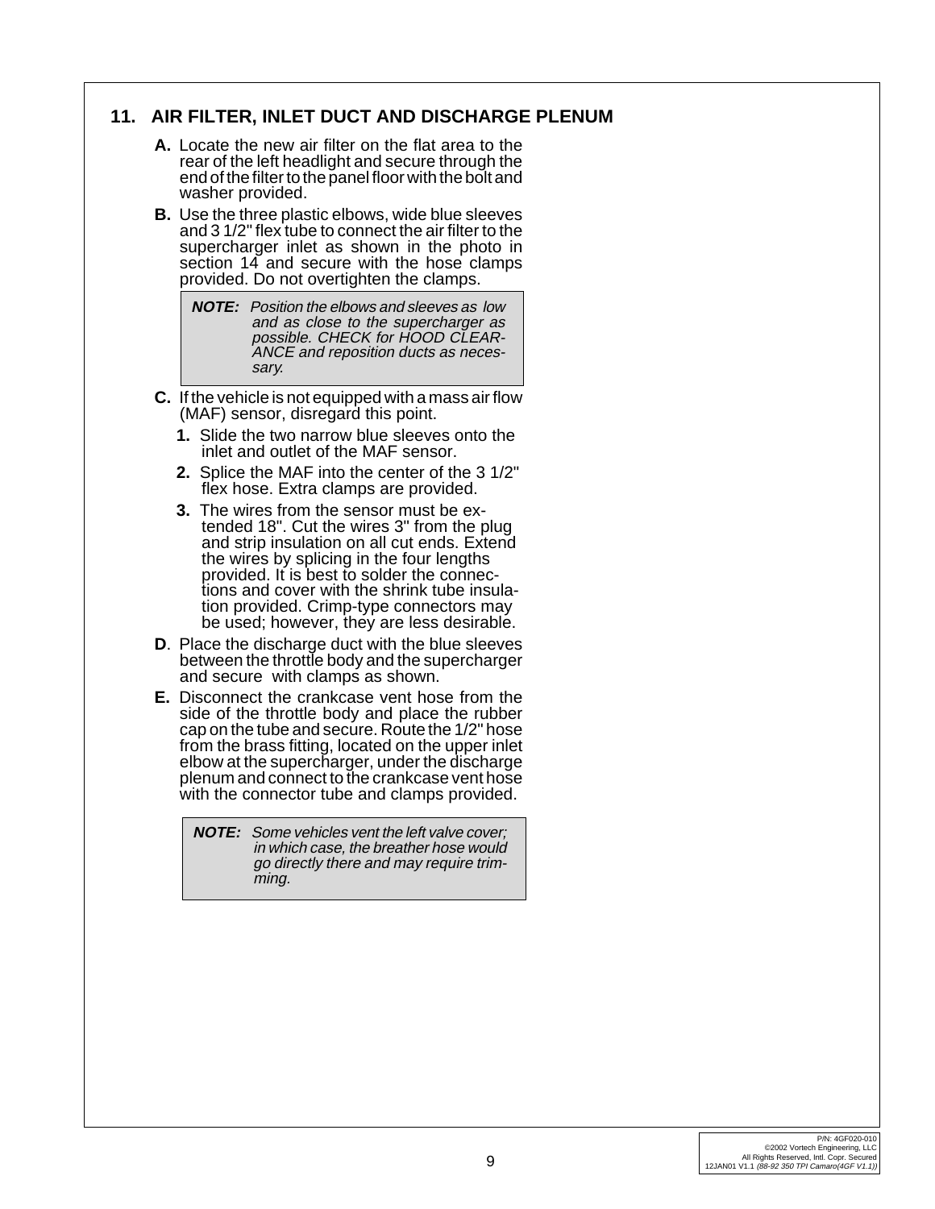## 11. AIR FILTER, INLET DUCT AND DISCHARGE PLENUM

**A.** Locate the new air filter on the flat area to the rear of the left headlight and secure through the end of the filter to the panel floor with the bolt and washer provided.

**B.** Use the three plastic elbows, wide blue sleeves and 3 1/2" flex tube to connect the air filter to the supercharger inlet as shown in the photo in section 14 and secure with the hose clamps provided. Do not overtighten the clamps.

> ***NOTE:*** *Position the elbows and sleeves as low and as close to the supercharger as possible. CHECK for HOOD CLEARANCE and reposition ducts as necessary.*

**C.** If the vehicle is not equipped with a mass air flow (MAF) sensor, disregard this point.

- **1.** Slide the two narrow blue sleeves onto the inlet and outlet of the MAF sensor.
- **2.** Splice the MAF into the center of the 3 1/2" flex hose. Extra clamps are provided.
- **3.** The wires from the sensor must be extended 18". Cut the wires 3" from the plug and strip insulation on all cut ends. Extend the wires by splicing in the four lengths provided. It is best to solder the connections and cover with the shrink tube insulation provided. Crimp-type connectors may be used; however, they are less desirable.

**D**. Place the discharge duct with the blue sleeves between the throttle body and the supercharger and secure with clamps as shown.

**E.** Disconnect the crankcase vent hose from the side of the throttle body and place the rubber cap on the tube and secure. Route the 1/2" hose from the brass fitting, located on the upper inlet elbow at the supercharger, under the discharge plenum and connect to the crankcase vent hose with the connector tube and clamps provided.

> ***NOTE:*** *Some vehicles vent the left valve cover; in which case, the breather hose would go directly there and may require trimming.*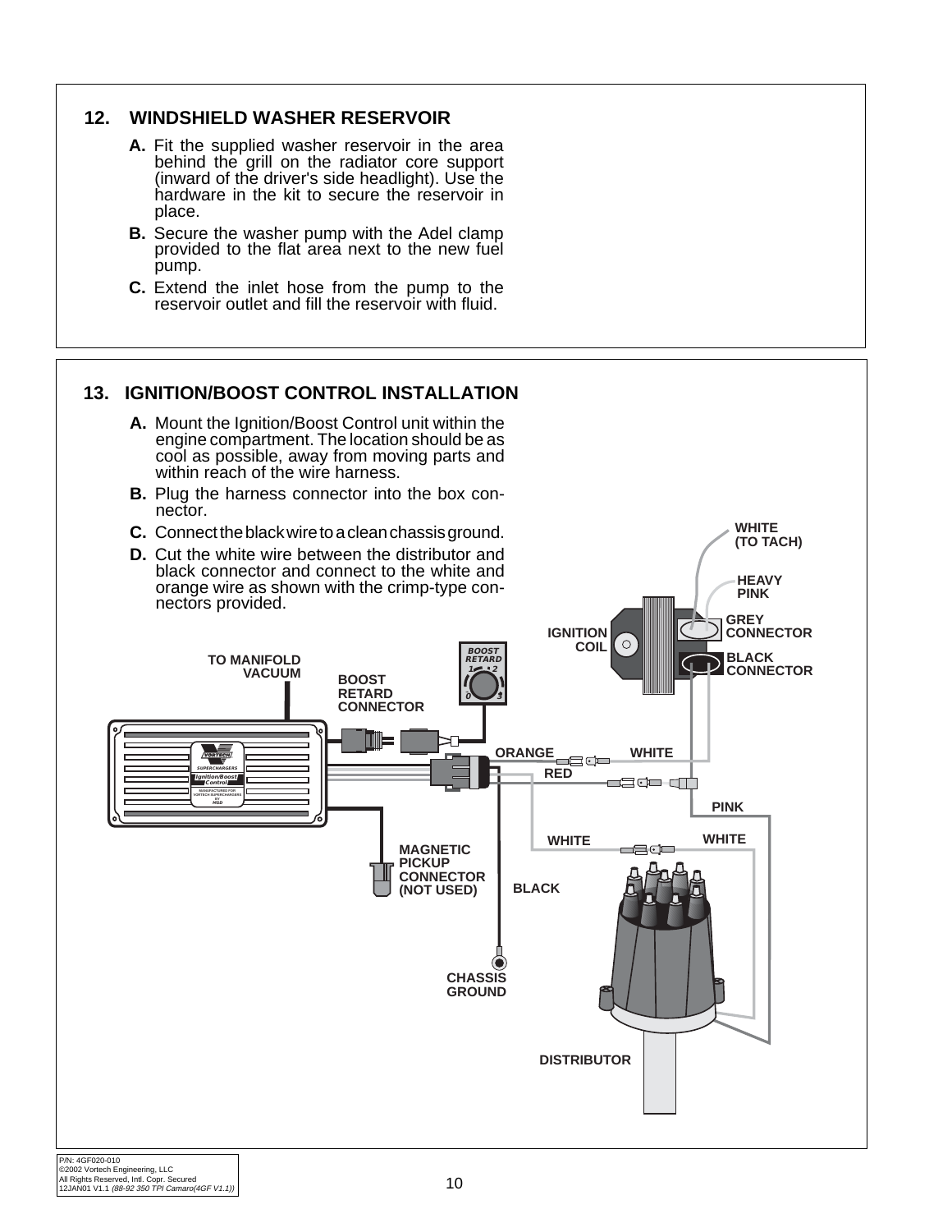## 12. WINDSHIELD WASHER RESERVOIR

**A.** Fit the supplied washer reservoir in the area behind the grill on the radiator core support (inward of the driver's side headlight). Use the hardware in the kit to secure the reservoir in place.

**B.** Secure the washer pump with the Adel clamp provided to the flat area next to the new fuel pump.

**C.** Extend the inlet hose from the pump to the reservoir outlet and fill the reservoir with fluid.

## 13. IGNITION/BOOST CONTROL INSTALLATION

**A.** Mount the Ignition/Boost Control unit within the engine compartment. The location should be as cool as possible, away from moving parts and within reach of the wire harness.

**B.** Plug the harness connector into the box connector.

**C.** Connect the black wire to a clean chassis ground.

**D.** Cut the white wire between the distributor and black connector and connect to the white and orange wire as shown with the crimp-type connectors provided.

WHITE (TO TACH)

HEAVY PINK

IGNITION COIL

GREY CONNECTOR

BLACK CONNECTOR

TO MANIFOLD VACUUM

BOOST RETARD CONNECTOR

BOOST RETARD

ORANGE

WHITE

RED

PINK

WHITE

WHITE

MAGNETIC PICKUP CONNECTOR (NOT USED)

BLACK

CHASSIS GROUND

DISTRIBUTOR

P/N: 4GF020-010
©2002 Vortech Engineering, LLC
All Rights Reserved, Intl. Copr. Secured
12JAN01 V1.1 *(88-92 350 TPI Camaro(4GF V1.1))*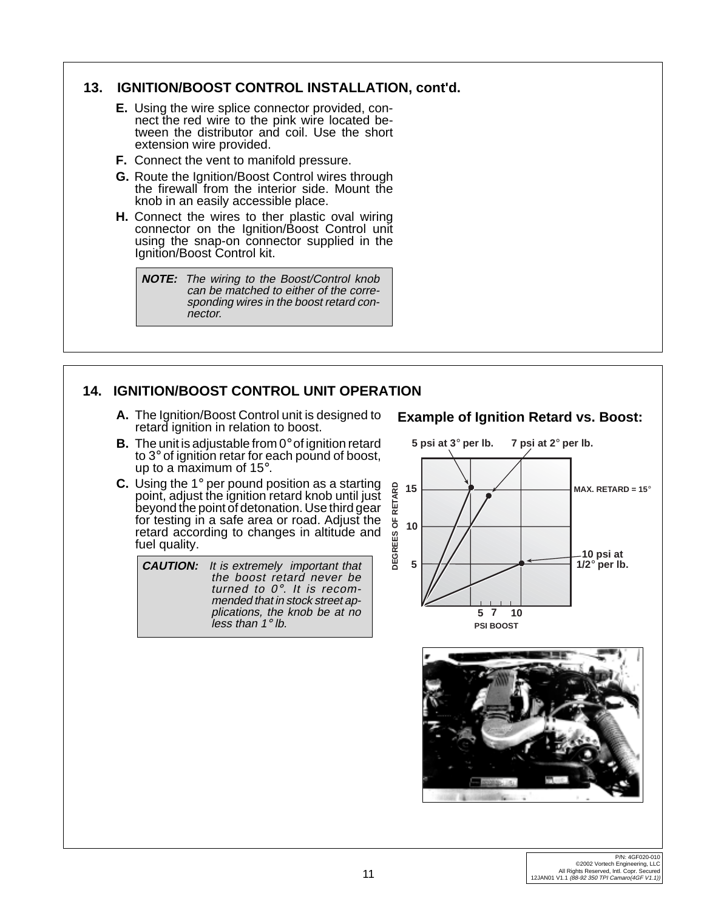## 13. IGNITION/BOOST CONTROL INSTALLATION, cont'd.

**E.** Using the wire splice connector provided, connect the red wire to the pink wire located between the distributor and coil. Use the short extension wire provided.

**F.** Connect the vent to manifold pressure.

**G.** Route the Ignition/Boost Control wires through the firewall from the interior side. Mount the knob in an easily accessible place.

**H.** Connect the wires to ther plastic oval wiring connector on the Ignition/Boost Control unit using the snap-on connector supplied in the Ignition/Boost Control kit.

> ***NOTE:*** *The wiring to the Boost/Control knob can be matched to either of the corresponding wires in the boost retard connector.*

## 14. IGNITION/BOOST CONTROL UNIT OPERATION

**A.** The Ignition/Boost Control unit is designed to retard ignition in relation to boost.

**B.** The unit is adjustable from 0° of ignition retard to 3° of ignition retar for each pound of boost, up to a maximum of 15°.

**C.** Using the 1° per pound position as a starting point, adjust the ignition retard knob until just beyond the point of detonation. Use third gear for testing in a safe area or road. Adjust the retard according to changes in altitude and fuel quality.

> ***CAUTION:*** *It is extremely important that the boost retard never be turned to 0°. It is recommended that in stock street applications, the knob be at no less than 1° lb.*

**Example of Ignition Retard vs. Boost:**

5 psi at 3° per lb. — 7 psi at 2° per lb. — 10 psi at 1/2° per lb. — MAX. RETARD = 15°

DEGREES OF RETARD: 5, 10, 15 — PSI BOOST: 5, 7, 10

P/N: 4GF020-010
©2002 Vortech Engineering, LLC
All Rights Reserved, Intl. Copr. Secured
12JAN01 V1.1 *(88-92 350 TPI Camaro(4GF V1.1))*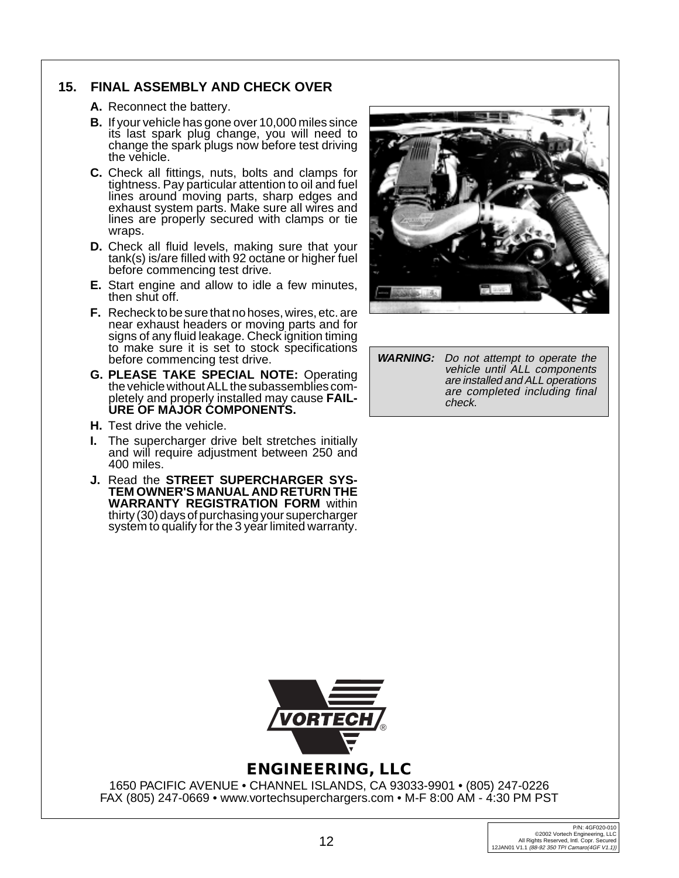## 15. FINAL ASSEMBLY AND CHECK OVER

**A.** Reconnect the battery.

**B.** If your vehicle has gone over 10,000 miles since its last spark plug change, you will need to change the spark plugs now before test driving the vehicle.

**C.** Check all fittings, nuts, bolts and clamps for tightness. Pay particular attention to oil and fuel lines around moving parts, sharp edges and exhaust system parts. Make sure all wires and lines are properly secured with clamps or tie wraps.

**D.** Check all fluid levels, making sure that your tank(s) is/are filled with 92 octane or higher fuel before commencing test drive.

**E.** Start engine and allow to idle a few minutes, then shut off.

**F.** Recheck to be sure that no hoses, wires, etc. are near exhaust headers or moving parts and for signs of any fluid leakage. Check ignition timing to make sure it is set to stock specifications before commencing test drive.

**G. PLEASE TAKE SPECIAL NOTE:** Operating the vehicle without ALL the subassemblies completely and properly installed may cause **FAILURE OF MAJOR COMPONENTS.**

**H.** Test drive the vehicle.

**I.** The supercharger drive belt stretches initially and will require adjustment between 250 and 400 miles.

**J.** Read the **STREET SUPERCHARGER SYSTEM OWNER'S MANUAL AND RETURN THE WARRANTY REGISTRATION FORM** within thirty (30) days of purchasing your supercharger system to qualify for the 3 year limited warranty.

***WARNING:*** *Do not attempt to operate the vehicle until ALL components are installed and ALL operations are completed including final check.*

VORTECH®

**ENGINEERING, LLC**

1650 PACIFIC AVENUE • CHANNEL ISLANDS, CA 93033-9901 • (805) 247-0226
FAX (805) 247-0669 • www.vortechsuperchargers.com • M-F 8:00 AM - 4:30 PM PST

P/N: 4GF020-010
©2002 Vortech Engineering, LLC
All Rights Reserved, Intl. Copr. Secured
12JAN01 V1.1 *(88-92 350 TPI Camaro(4GF V1.1))*